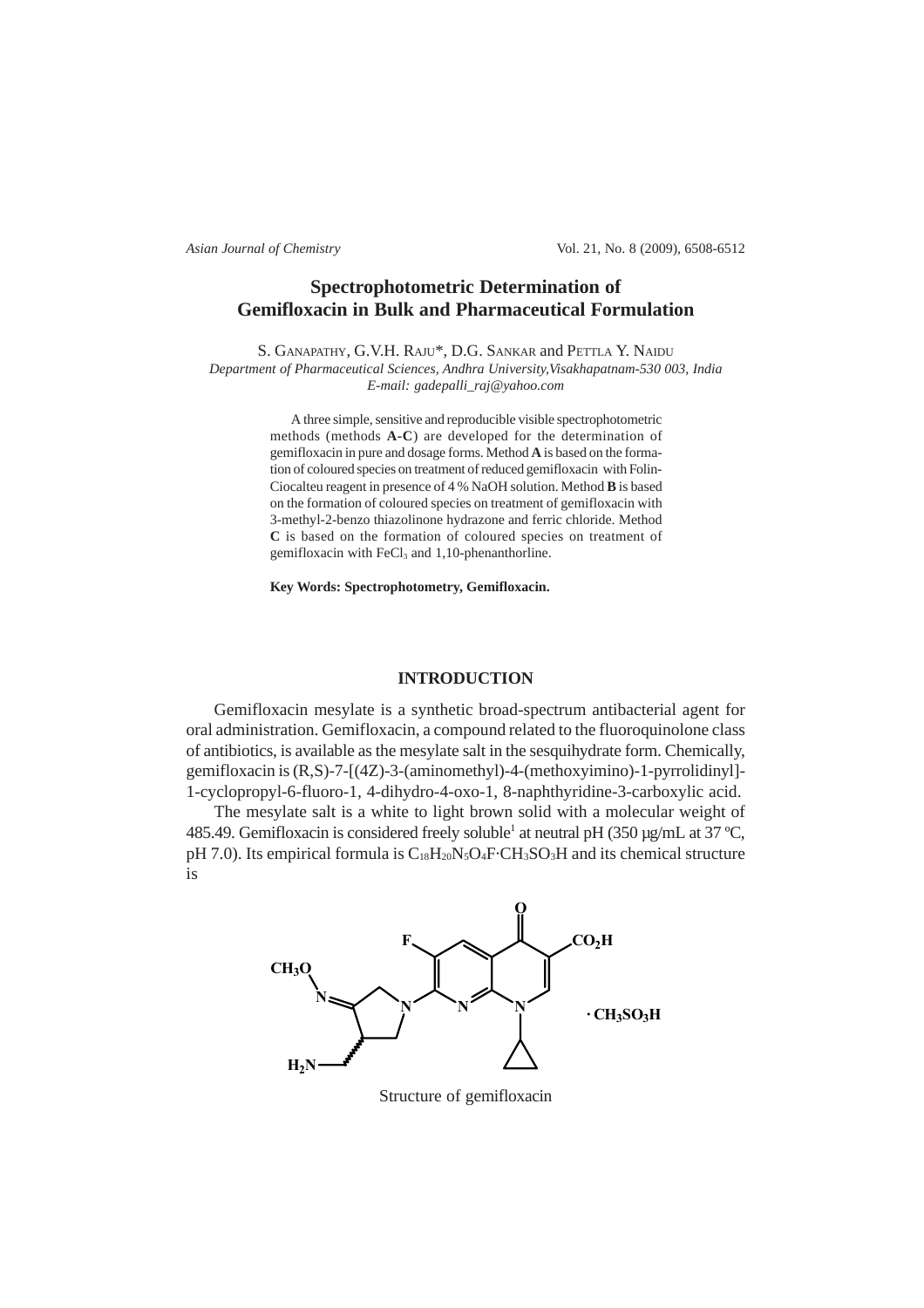# Spectrophotometric Determination of Gemifloxacin in Bulk and Pharmaceutical Formulation

S. Ganapathy, G.V.H. Raju*, D.G. Sankar and Pettla Y. Naidu

*Department of Pharmaceutical Sciences, Andhra University,Visakhapatnam-530 003, India*

*E-mail: gadepalli_raj@yahoo.com*

A three simple, sensitive and reproducible visible spectrophotometric methods (methods **A-C**) are developed for the determination of gemifloxacin in pure and dosage forms. Method **A** is based on the formation of coloured species on treatment of reduced gemifloxacin with Folin-Ciocalteu reagent in presence of 4 % NaOH solution. Method **B** is based on the formation of coloured species on treatment of gemifloxacin with 3-methyl-2-benzo thiazolinone hydrazone and ferric chloride. Method **C** is based on the formation of coloured species on treatment of gemifloxacin with $FeCl_3$ and 1,10-phenanthorline.

**Key Words: Spectrophotometry, Gemifloxacin.**

## INTRODUCTION

Gemifloxacin mesylate is a synthetic broad-spectrum antibacterial agent for oral administration. Gemifloxacin, a compound related to the fluoroquinolone class of antibiotics, is available as the mesylate salt in the sesquihydrate form. Chemically, gemifloxacin is (R,S)-7-[(4Z)-3-(aminomethyl)-4-(methoxyimino)-1-pyrrolidinyl]-1-cyclopropyl-6-fluoro-1, 4-dihydro-4-oxo-1, 8-naphthyridine-3-carboxylic acid.

The mesylate salt is a white to light brown solid with a molecular weight of 485.49. Gemifloxacin is considered freely soluble[1] at neutral pH (350 μg/mL at 37 ºC, pH 7.0). Its empirical formula is $C_{18}H_{20}N_5O_4F{\cdot}CH_3SO_3H$ and its chemical structure is

Structure of gemifloxacin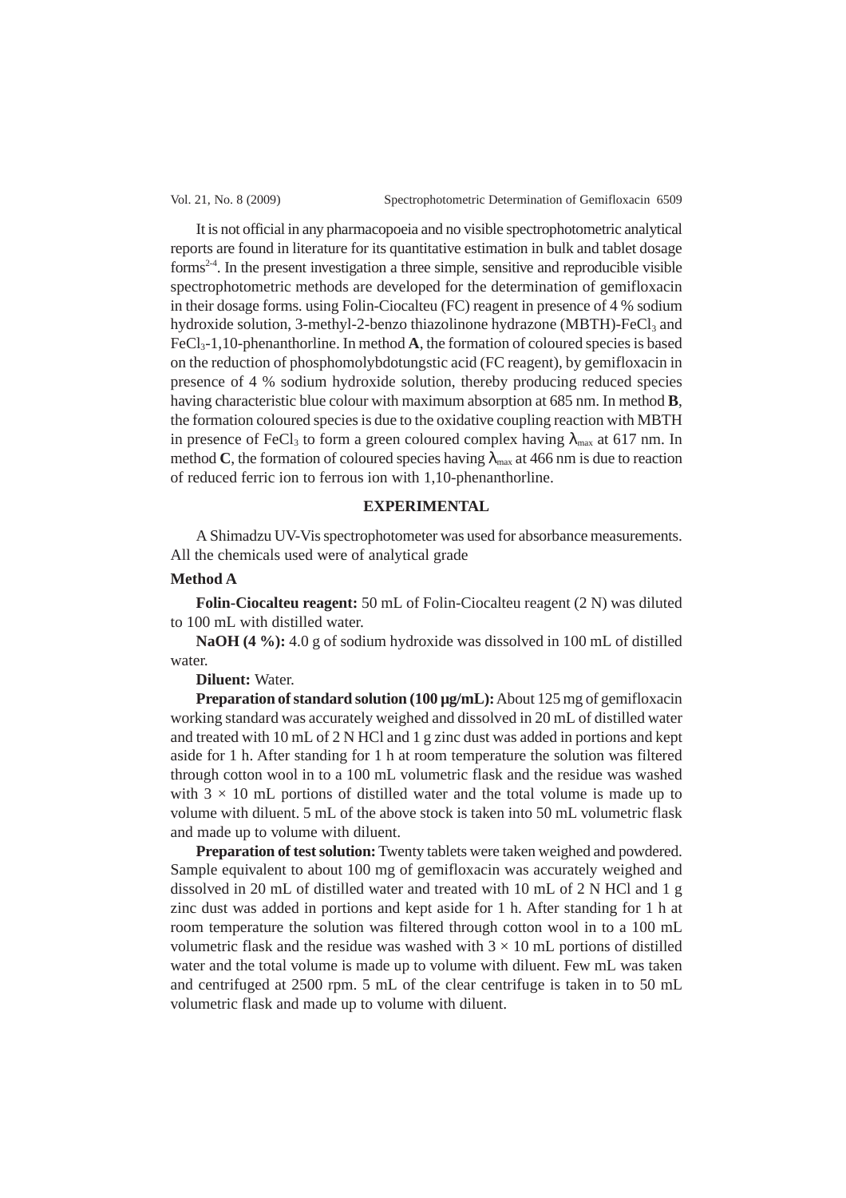It is not official in any pharmacopoeia and no visible spectrophotometric analytical reports are found in literature for its quantitative estimation in bulk and tablet dosage forms[2-4]. In the present investigation a three simple, sensitive and reproducible visible spectrophotometric methods are developed for the determination of gemifloxacin in their dosage forms. using Folin-Ciocalteu (FC) reagent in presence of 4 % sodium hydroxide solution, 3-methyl-2-benzo thiazolinone hydrazone (MBTH)-$FeCl_3$ and $FeCl_3$-1,10-phenanthorline. In method **A**, the formation of coloured species is based on the reduction of phosphomolybdotungstic acid (FC reagent), by gemifloxacin in presence of 4 % sodium hydroxide solution, thereby producing reduced species having characteristic blue colour with maximum absorption at 685 nm. In method **B**, the formation coloured species is due to the oxidative coupling reaction with MBTH in presence of $FeCl_3$ to form a green coloured complex having $\lambda_{max}$ at 617 nm. In method **C**, the formation of coloured species having $\lambda_{max}$ at 466 nm is due to reaction of reduced ferric ion to ferrous ion with 1,10-phenanthorline.

## EXPERIMENTAL

A Shimadzu UV-Vis spectrophotometer was used for absorbance measurements. All the chemicals used were of analytical grade

### Method A

**Folin-Ciocalteu reagent:** 50 mL of Folin-Ciocalteu reagent (2 N) was diluted to 100 mL with distilled water.

**NaOH (4 %):** 4.0 g of sodium hydroxide was dissolved in 100 mL of distilled water.

**Diluent:** Water.

**Preparation of standard solution (100 μg/mL):** About 125 mg of gemifloxacin working standard was accurately weighed and dissolved in 20 mL of distilled water and treated with 10 mL of 2 N HCl and 1 g zinc dust was added in portions and kept aside for 1 h. After standing for 1 h at room temperature the solution was filtered through cotton wool in to a 100 mL volumetric flask and the residue was washed with $3 \times 10$ mL portions of distilled water and the total volume is made up to volume with diluent. 5 mL of the above stock is taken into 50 mL volumetric flask and made up to volume with diluent.

**Preparation of test solution:** Twenty tablets were taken weighed and powdered. Sample equivalent to about 100 mg of gemifloxacin was accurately weighed and dissolved in 20 mL of distilled water and treated with 10 mL of 2 N HCl and 1 g zinc dust was added in portions and kept aside for 1 h. After standing for 1 h at room temperature the solution was filtered through cotton wool in to a 100 mL volumetric flask and the residue was washed with $3 \times 10$ mL portions of distilled water and the total volume is made up to volume with diluent. Few mL was taken and centrifuged at 2500 rpm. 5 mL of the clear centrifuge is taken in to 50 mL volumetric flask and made up to volume with diluent.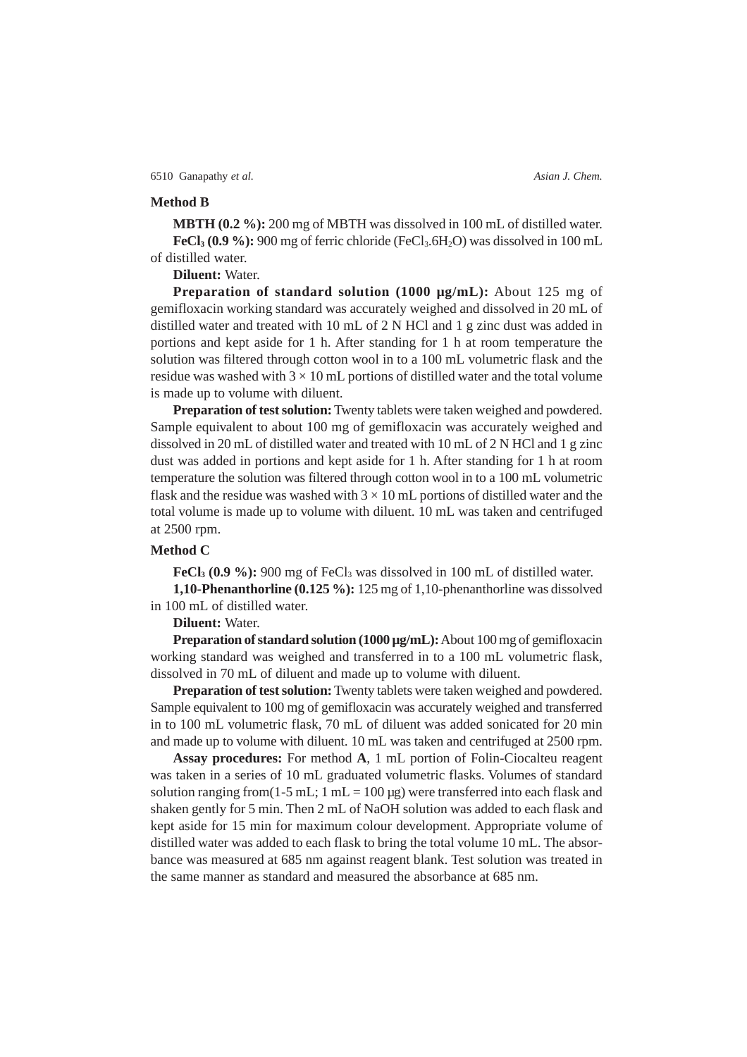### Method B

**MBTH (0.2 %):** 200 mg of MBTH was dissolved in 100 mL of distilled water.

**$FeCl_3$ (0.9 %):** 900 mg of ferric chloride ($FeCl_3.6H_2O$) was dissolved in 100 mL of distilled water.

**Diluent:** Water.

**Preparation of standard solution (1000 µg/mL):** About 125 mg of gemifloxacin working standard was accurately weighed and dissolved in 20 mL of distilled water and treated with 10 mL of 2 N HCl and 1 g zinc dust was added in portions and kept aside for 1 h. After standing for 1 h at room temperature the solution was filtered through cotton wool in to a 100 mL volumetric flask and the residue was washed with $3 \times 10$ mL portions of distilled water and the total volume is made up to volume with diluent.

**Preparation of test solution:** Twenty tablets were taken weighed and powdered. Sample equivalent to about 100 mg of gemifloxacin was accurately weighed and dissolved in 20 mL of distilled water and treated with 10 mL of 2 N HCl and 1 g zinc dust was added in portions and kept aside for 1 h. After standing for 1 h at room temperature the solution was filtered through cotton wool in to a 100 mL volumetric flask and the residue was washed with $3 \times 10$ mL portions of distilled water and the total volume is made up to volume with diluent. 10 mL was taken and centrifuged at 2500 rpm.

### Method C

**$FeCl_3$ (0.9 %):** 900 mg of $FeCl_3$ was dissolved in 100 mL of distilled water.

**1,10-Phenanthorline (0.125 %):** 125 mg of 1,10-phenanthorline was dissolved in 100 mL of distilled water.

**Diluent:** Water.

**Preparation of standard solution (1000 µg/mL):** About 100 mg of gemifloxacin working standard was weighed and transferred in to a 100 mL volumetric flask, dissolved in 70 mL of diluent and made up to volume with diluent.

**Preparation of test solution:** Twenty tablets were taken weighed and powdered. Sample equivalent to 100 mg of gemifloxacin was accurately weighed and transferred in to 100 mL volumetric flask, 70 mL of diluent was added sonicated for 20 min and made up to volume with diluent. 10 mL was taken and centrifuged at 2500 rpm.

**Assay procedures:** For method **A**, 1 mL portion of Folin-Ciocalteu reagent was taken in a series of 10 mL graduated volumetric flasks. Volumes of standard solution ranging from(1-5 mL; 1 mL = 100 µg) were transferred into each flask and shaken gently for 5 min. Then 2 mL of NaOH solution was added to each flask and kept aside for 15 min for maximum colour development. Appropriate volume of distilled water was added to each flask to bring the total volume 10 mL. The absorbance was measured at 685 nm against reagent blank. Test solution was treated in the same manner as standard and measured the absorbance at 685 nm.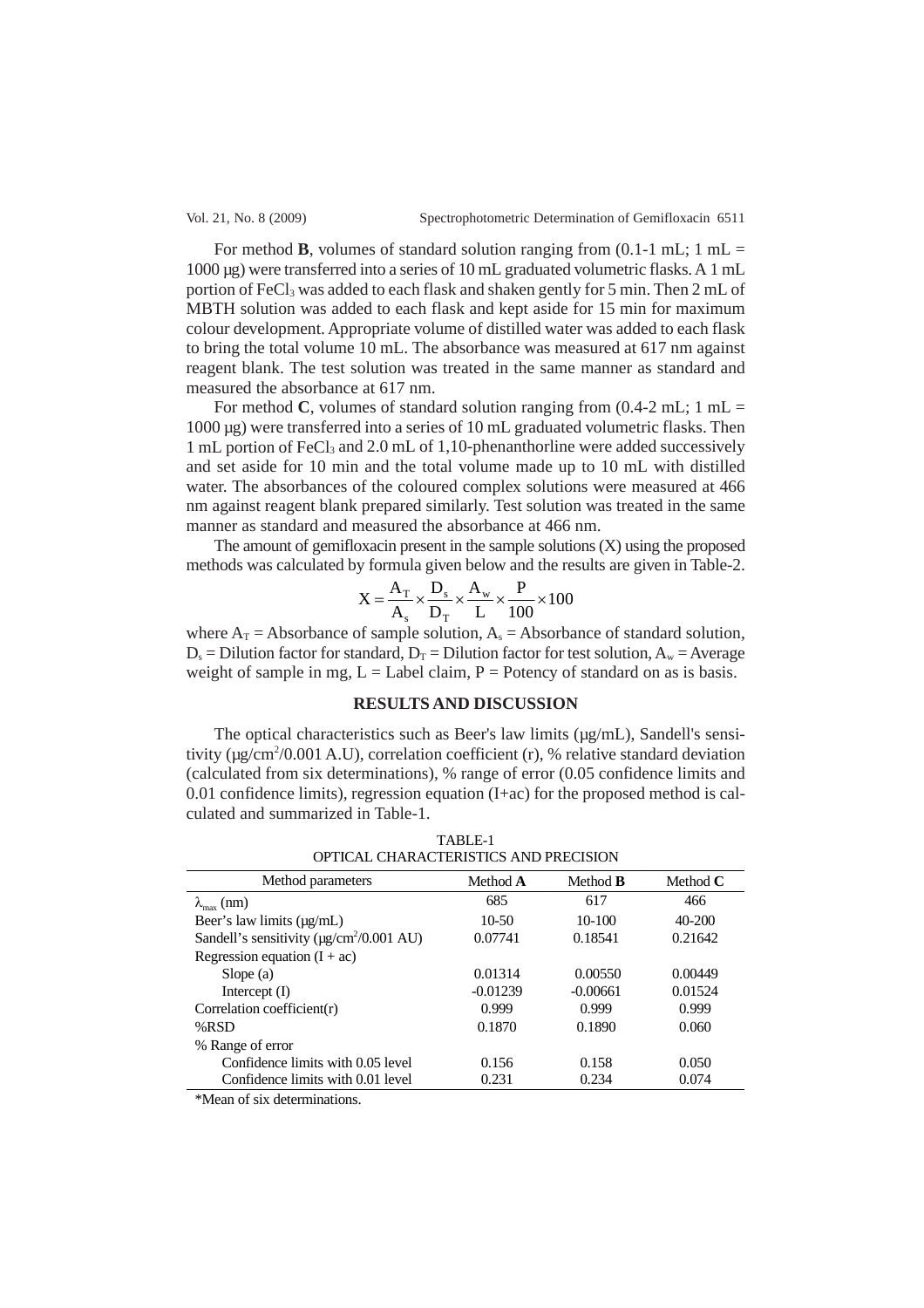For method **B**, volumes of standard solution ranging from (0.1-1 mL; 1 mL = 1000 µg) were transferred into a series of 10 mL graduated volumetric flasks. A 1 mL portion of $FeCl_3$ was added to each flask and shaken gently for 5 min. Then 2 mL of MBTH solution was added to each flask and kept aside for 15 min for maximum colour development. Appropriate volume of distilled water was added to each flask to bring the total volume 10 mL. The absorbance was measured at 617 nm against reagent blank. The test solution was treated in the same manner as standard and measured the absorbance at 617 nm.

For method **C**, volumes of standard solution ranging from (0.4-2 mL; 1 mL = 1000 µg) were transferred into a series of 10 mL graduated volumetric flasks. Then 1 mL portion of $FeCl_3$ and 2.0 mL of 1,10-phenanthorline were added successively and set aside for 10 min and the total volume made up to 10 mL with distilled water. The absorbances of the coloured complex solutions were measured at 466 nm against reagent blank prepared similarly. Test solution was treated in the same manner as standard and measured the absorbance at 466 nm.

The amount of gemifloxacin present in the sample solutions (X) using the proposed methods was calculated by formula given below and the results are given in Table-2.

$$X = \frac{A_T}{A_s} \times \frac{D_s}{D_T} \times \frac{A_w}{L} \times \frac{P}{100} \times 100$$

where $A_T$ = Absorbance of sample solution, $A_s$ = Absorbance of standard solution, $D_s$ = Dilution factor for standard, $D_T$ = Dilution factor for test solution, $A_w$ = Average weight of sample in mg, L = Label claim, P = Potency of standard on as is basis.

## RESULTS AND DISCUSSION

The optical characteristics such as Beer's law limits (µg/mL), Sandell's sensitivity (µg/cm$^2$/0.001 A.U), correlation coefficient (r), % relative standard deviation (calculated from six determinations), % range of error (0.05 confidence limits and 0.01 confidence limits), regression equation (I+ac) for the proposed method is calculated and summarized in Table-1.

TABLE-1
OPTICAL CHARACTERISTICS AND PRECISION

| Method parameters | Method **A** | Method **B** | Method **C** |
|---|---|---|---|
| $\lambda_{max}$ (nm) | 685 | 617 | 466 |
| Beer's law limits (µg/mL) | 10-50 | 10-100 | 40-200 |
| Sandell's sensitivity (µg/cm$^2$/0.001 AU) | 0.07741 | 0.18541 | 0.21642 |
| Regression equation (I + ac) | | | |
| Slope (a) | 0.01314 | 0.00550 | 0.00449 |
| Intercept (I) | -0.01239 | -0.00661 | 0.01524 |
| Correlation coefficient(r) | 0.999 | 0.999 | 0.999 |
| %RSD | 0.1870 | 0.1890 | 0.060 |
| % Range of error | | | |
| Confidence limits with 0.05 level | 0.156 | 0.158 | 0.050 |
| Confidence limits with 0.01 level | 0.231 | 0.234 | 0.074 |

*Mean of six determinations.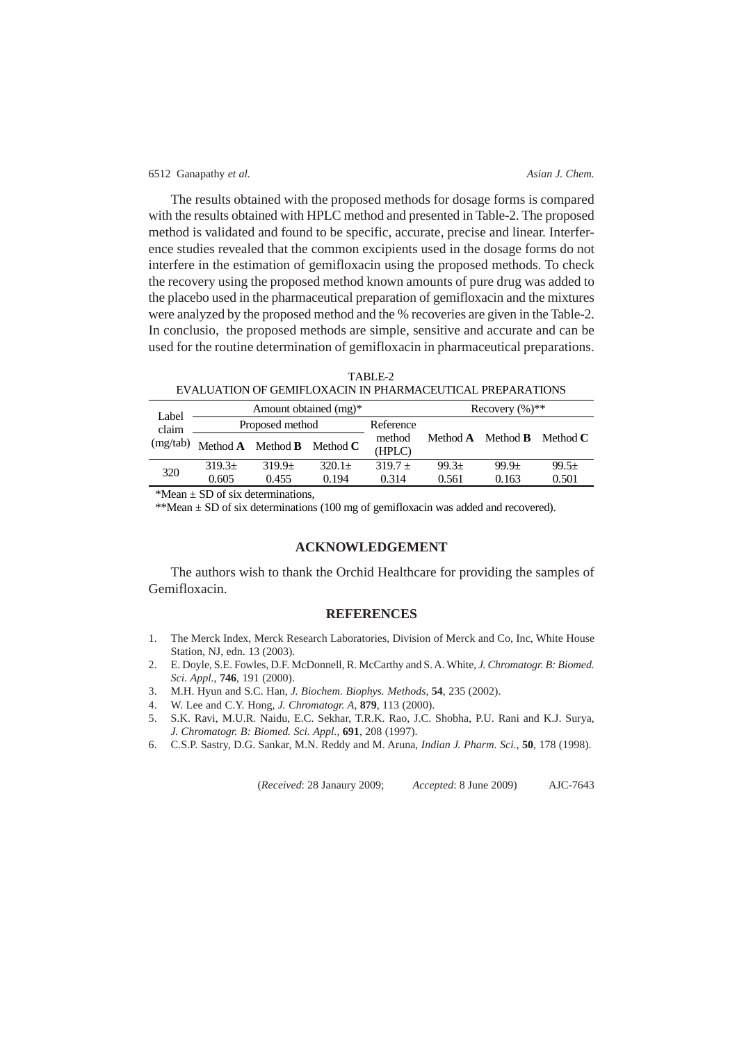The results obtained with the proposed methods for dosage forms is compared with the results obtained with HPLC method and presented in Table-2. The proposed method is validated and found to be specific, accurate, precise and linear. Interference studies revealed that the common excipients used in the dosage forms do not interfere in the estimation of gemifloxacin using the proposed methods. To check the recovery using the proposed method known amounts of pure drug was added to the placebo used in the pharmaceutical preparation of gemifloxacin and the mixtures were analyzed by the proposed method and the % recoveries are given in the Table-2. In conclusio, the proposed methods are simple, sensitive and accurate and can be used for the routine determination of gemifloxacin in pharmaceutical preparations.

TABLE-2
EVALUATION OF GEMIFLOXACIN IN PHARMACEUTICAL PREPARATIONS

| Label claim (mg/tab) | Amount obtained (mg)* | | | | Recovery (%)** | | |
|---|---|---|---|---|---|---|---|
| | Proposed method | | | Reference method (HPLC) | | | |
| | Method **A** | Method **B** | Method **C** | | Method **A** | Method **B** | Method **C** |
| 320 | 319.3± 0.605 | 319.9± 0.455 | 320.1± 0.194 | 319.7 ± 0.314 | 99.3± 0.561 | 99.9± 0.163 | 99.5± 0.501 |

*Mean ± SD of six determinations,

**Mean ± SD of six determinations (100 mg of gemifloxacin was added and recovered).

## ACKNOWLEDGEMENT

The authors wish to thank the Orchid Healthcare for providing the samples of Gemifloxacin.

## REFERENCES

1. The Merck Index, Merck Research Laboratories, Division of Merck and Co, Inc, White House Station, NJ, edn. 13 (2003).
2. E. Doyle, S.E. Fowles, D.F. McDonnell, R. McCarthy and S. A. White, *J. Chromatogr. B: Biomed. Sci. Appl.*, **746**, 191 (2000).
3. M.H. Hyun and S.C. Han, *J. Biochem. Biophys. Methods*, **54**, 235 (2002).
4. W. Lee and C.Y. Hong, *J. Chromatogr. A*, **879**, 113 (2000).
5. S.K. Ravi, M.U.R. Naidu, E.C. Sekhar, T.R.K. Rao, J.C. Shobha, P.U. Rani and K.J. Surya, *J. Chromatogr. B: Biomed. Sci. Appl.*, **691**, 208 (1997).
6. C.S.P. Sastry, D.G. Sankar, M.N. Reddy and M. Aruna, *Indian J. Pharm. Sci.*, **50**, 178 (1998).

(*Received*: 28 Janaury 2009; *Accepted*: 8 June 2009) AJC-7643